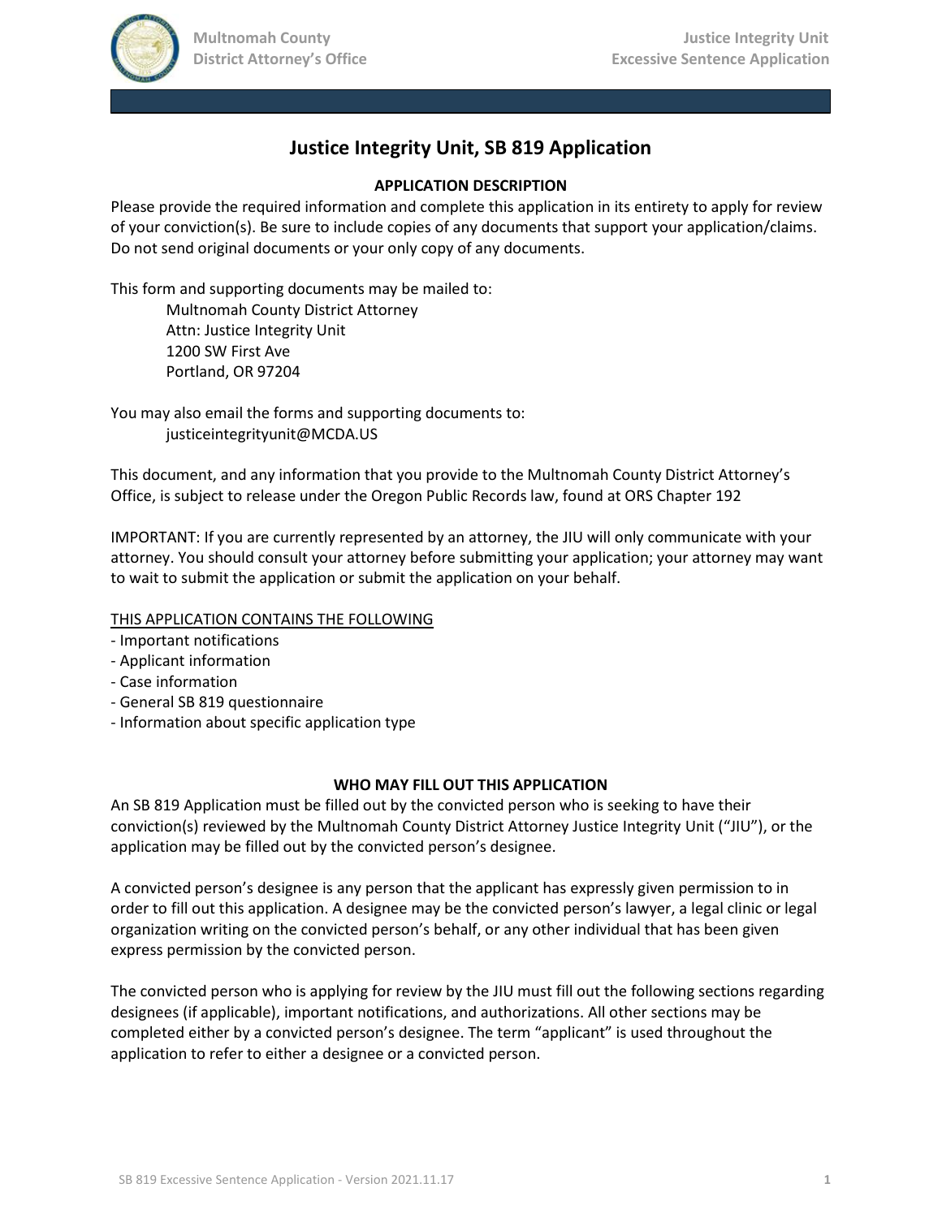# Justice Integrity Unit, SB 819 Application

## APPLICATION DESCRIPTION

Please provide the required information and complete this application in its entirety to apply for review of your conviction(s). Be sure to include copies of any documents that support your application/claims. Do not send original documents or your only copy of any documents.

This form and supporting documents may be mailed to:

Multnomah County District Attorney
Attn: Justice Integrity Unit
1200 SW First Ave
Portland, OR 97204

You may also email the forms and supporting documents to:

justiceintegrityunit@MCDA.US

This document, and any information that you provide to the Multnomah County District Attorney's Office, is subject to release under the Oregon Public Records law, found at ORS Chapter 192

IMPORTANT: If you are currently represented by an attorney, the JIU will only communicate with your attorney. You should consult your attorney before submitting your application; your attorney may want to wait to submit the application or submit the application on your behalf.

THIS APPLICATION CONTAINS THE FOLLOWING

- Important notifications
- Applicant information
- Case information
- General SB 819 questionnaire
- Information about specific application type

## WHO MAY FILL OUT THIS APPLICATION

An SB 819 Application must be filled out by the convicted person who is seeking to have their conviction(s) reviewed by the Multnomah County District Attorney Justice Integrity Unit ("JIU"), or the application may be filled out by the convicted person's designee.

A convicted person's designee is any person that the applicant has expressly given permission to in order to fill out this application. A designee may be the convicted person's lawyer, a legal clinic or legal organization writing on the convicted person's behalf, or any other individual that has been given express permission by the convicted person.

The convicted person who is applying for review by the JIU must fill out the following sections regarding designees (if applicable), important notifications, and authorizations. All other sections may be completed either by a convicted person's designee. The term "applicant" is used throughout the application to refer to either a designee or a convicted person.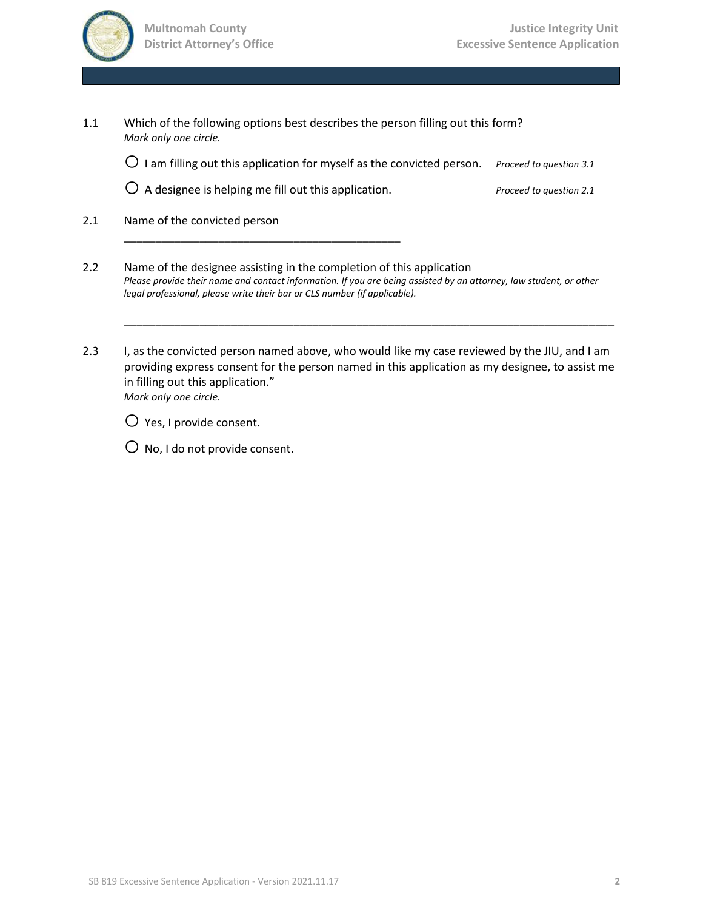1.1 Which of the following options best describes the person filling out this form?
*Mark only one circle.*

○ I am filling out this application for myself as the convicted person. *Proceed to question 3.1*

○ A designee is helping me fill out this application. *Proceed to question 2.1*

2.1 Name of the convicted person

_____________________________________________

2.2 Name of the designee assisting in the completion of this application
*Please provide their name and contact information. If you are being assisted by an attorney, law student, or other legal professional, please write their bar or CLS number (if applicable).*

_______________________________________________________________________________

2.3 I, as the convicted person named above, who would like my case reviewed by the JIU, and I am providing express consent for the person named in this application as my designee, to assist me in filling out this application."
*Mark only one circle.*

○ Yes, I provide consent.

○ No, I do not provide consent.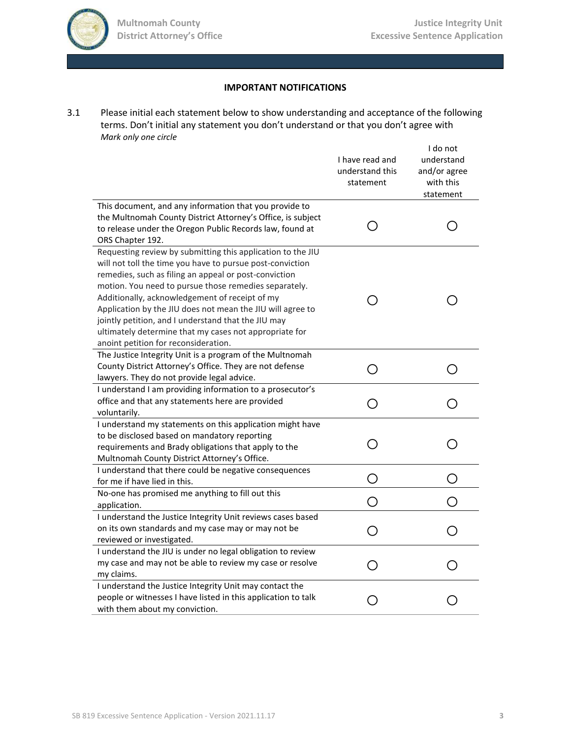## IMPORTANT NOTIFICATIONS

3.1 Please initial each statement below to show understanding and acceptance of the following terms. Don't initial any statement you don't understand or that you don't agree with
*Mark only one circle*

| | I have read and understand this statement | I do not understand and/or agree with this statement |
|---|---|---|
| This document, and any information that you provide to the Multnomah County District Attorney's Office, is subject to release under the Oregon Public Records law, found at ORS Chapter 192. | ○ | ○ |
| Requesting review by submitting this application to the JIU will not toll the time you have to pursue post-conviction remedies, such as filing an appeal or post-conviction motion. You need to pursue those remedies separately. Additionally, acknowledgement of receipt of my Application by the JIU does not mean the JIU will agree to jointly petition, and I understand that the JIU may ultimately determine that my cases not appropriate for anoint petition for reconsideration. | ○ | ○ |
| The Justice Integrity Unit is a program of the Multnomah County District Attorney's Office. They are not defense lawyers. They do not provide legal advice. | ○ | ○ |
| I understand I am providing information to a prosecutor's office and that any statements here are provided voluntarily. | ○ | ○ |
| I understand my statements on this application might have to be disclosed based on mandatory reporting requirements and Brady obligations that apply to the Multnomah County District Attorney's Office. | ○ | ○ |
| I understand that there could be negative consequences for me if have lied in this. | ○ | ○ |
| No-one has promised me anything to fill out this application. | ○ | ○ |
| I understand the Justice Integrity Unit reviews cases based on its own standards and my case may or may not be reviewed or investigated. | ○ | ○ |
| I understand the JIU is under no legal obligation to review my case and may not be able to review my case or resolve my claims. | ○ | ○ |
| I understand the Justice Integrity Unit may contact the people or witnesses I have listed in this application to talk with them about my conviction. | ○ | ○ |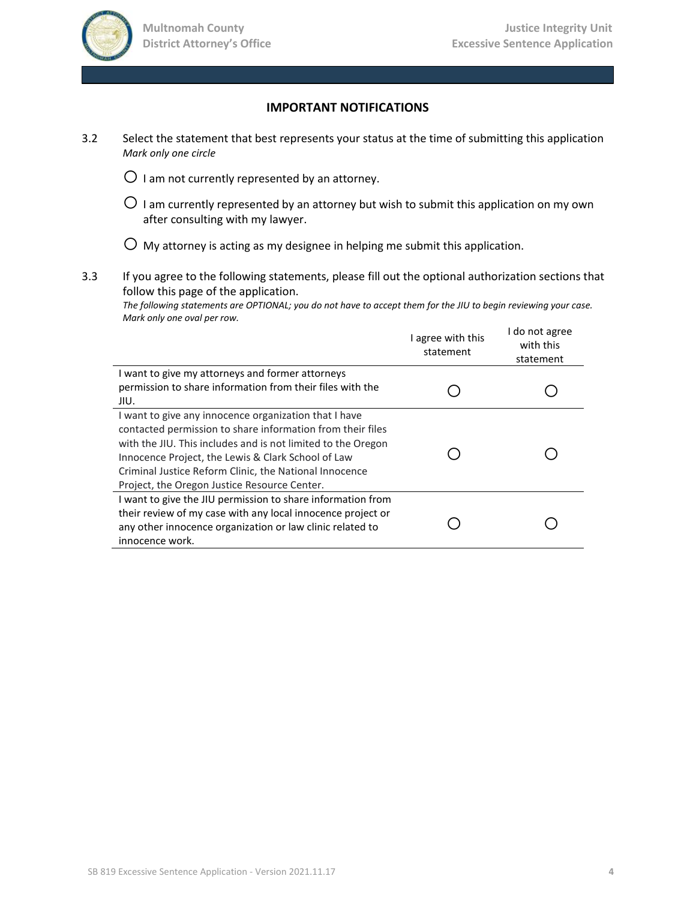## IMPORTANT NOTIFICATIONS

3.2 Select the statement that best represents your status at the time of submitting this application
*Mark only one circle*

- ○ I am not currently represented by an attorney.
- ○ I am currently represented by an attorney but wish to submit this application on my own after consulting with my lawyer.
- ○ My attorney is acting as my designee in helping me submit this application.

3.3 If you agree to the following statements, please fill out the optional authorization sections that follow this page of the application.
*The following statements are OPTIONAL; you do not have to accept them for the JIU to begin reviewing your case. Mark only one oval per row.*

| | I agree with this statement | I do not agree with this statement |
|---|---|---|
| I want to give my attorneys and former attorneys permission to share information from their files with the JIU. | ○ | ○ |
| I want to give any innocence organization that I have contacted permission to share information from their files with the JIU. This includes and is not limited to the Oregon Innocence Project, the Lewis & Clark School of Law Criminal Justice Reform Clinic, the National Innocence Project, the Oregon Justice Resource Center. | ○ | ○ |
| I want to give the JIU permission to share information from their review of my case with any local innocence project or any other innocence organization or law clinic related to innocence work. | ○ | ○ |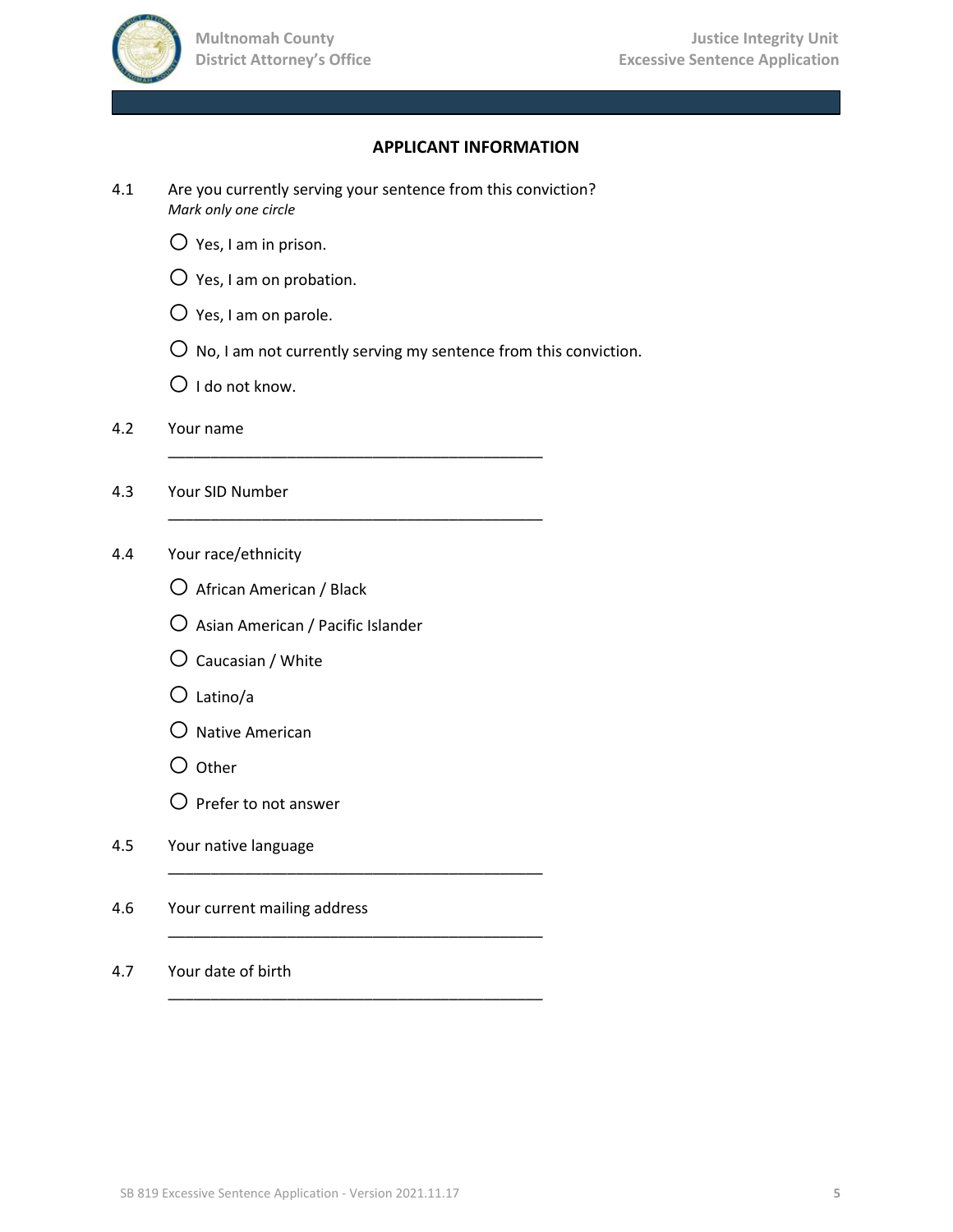## APPLICANT INFORMATION

4.1 Are you currently serving your sentence from this conviction?
*Mark only one circle*

- ○ Yes, I am in prison.
- ○ Yes, I am on probation.
- ○ Yes, I am on parole.
- ○ No, I am not currently serving my sentence from this conviction.
- ○ I do not know.

4.2 Your name

\_\_\_\_\_\_\_\_\_\_\_\_\_\_\_\_\_\_\_\_\_\_\_\_\_\_\_\_\_\_\_\_\_\_\_\_\_\_\_\_\_\_\_\_

4.3 Your SID Number

\_\_\_\_\_\_\_\_\_\_\_\_\_\_\_\_\_\_\_\_\_\_\_\_\_\_\_\_\_\_\_\_\_\_\_\_\_\_\_\_\_\_\_\_

4.4 Your race/ethnicity

- ○ African American / Black
- ○ Asian American / Pacific Islander
- ○ Caucasian / White
- ○ Latino/a
- ○ Native American
- ○ Other
- ○ Prefer to not answer

4.5 Your native language

\_\_\_\_\_\_\_\_\_\_\_\_\_\_\_\_\_\_\_\_\_\_\_\_\_\_\_\_\_\_\_\_\_\_\_\_\_\_\_\_\_\_\_\_

4.6 Your current mailing address

\_\_\_\_\_\_\_\_\_\_\_\_\_\_\_\_\_\_\_\_\_\_\_\_\_\_\_\_\_\_\_\_\_\_\_\_\_\_\_\_\_\_\_\_

4.7 Your date of birth

\_\_\_\_\_\_\_\_\_\_\_\_\_\_\_\_\_\_\_\_\_\_\_\_\_\_\_\_\_\_\_\_\_\_\_\_\_\_\_\_\_\_\_\_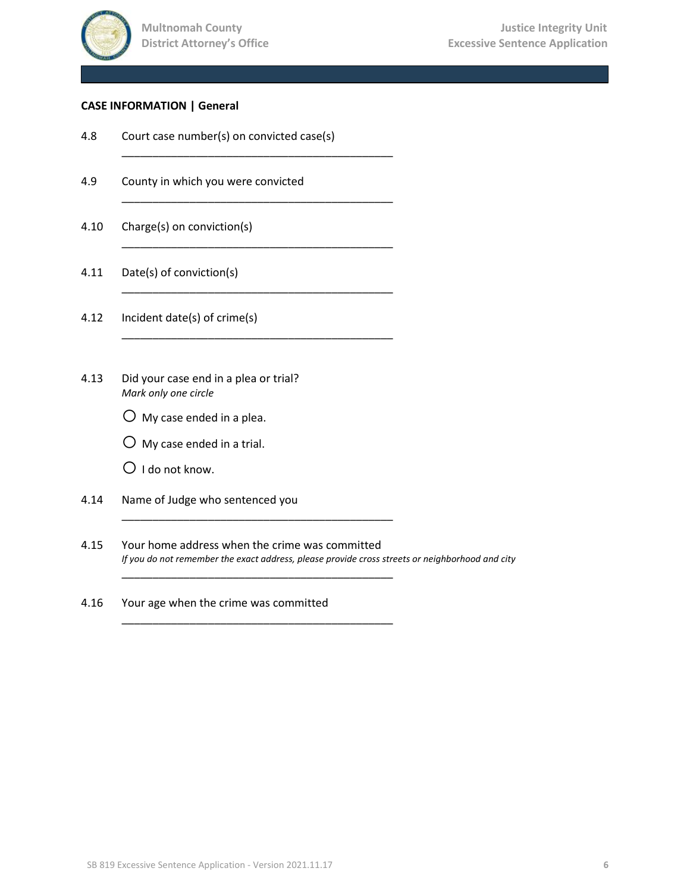**CASE INFORMATION | General**

4.8 Court case number(s) on convicted case(s)

\_\_\_\_\_\_\_\_\_\_\_\_\_\_\_\_\_\_\_\_\_\_\_\_\_\_\_\_\_\_\_\_\_\_\_\_\_\_\_\_\_\_\_\_

4.9 County in which you were convicted

\_\_\_\_\_\_\_\_\_\_\_\_\_\_\_\_\_\_\_\_\_\_\_\_\_\_\_\_\_\_\_\_\_\_\_\_\_\_\_\_\_\_\_\_

4.10 Charge(s) on conviction(s)

\_\_\_\_\_\_\_\_\_\_\_\_\_\_\_\_\_\_\_\_\_\_\_\_\_\_\_\_\_\_\_\_\_\_\_\_\_\_\_\_\_\_\_\_

4.11 Date(s) of conviction(s)

\_\_\_\_\_\_\_\_\_\_\_\_\_\_\_\_\_\_\_\_\_\_\_\_\_\_\_\_\_\_\_\_\_\_\_\_\_\_\_\_\_\_\_\_

4.12 Incident date(s) of crime(s)

\_\_\_\_\_\_\_\_\_\_\_\_\_\_\_\_\_\_\_\_\_\_\_\_\_\_\_\_\_\_\_\_\_\_\_\_\_\_\_\_\_\_\_\_

4.13 Did your case end in a plea or trial?
*Mark only one circle*

○ My case ended in a plea.

○ My case ended in a trial.

○ I do not know.

4.14 Name of Judge who sentenced you

\_\_\_\_\_\_\_\_\_\_\_\_\_\_\_\_\_\_\_\_\_\_\_\_\_\_\_\_\_\_\_\_\_\_\_\_\_\_\_\_\_\_\_\_

4.15 Your home address when the crime was committed
*If you do not remember the exact address, please provide cross streets or neighborhood and city*

\_\_\_\_\_\_\_\_\_\_\_\_\_\_\_\_\_\_\_\_\_\_\_\_\_\_\_\_\_\_\_\_\_\_\_\_\_\_\_\_\_\_\_\_

4.16 Your age when the crime was committed

\_\_\_\_\_\_\_\_\_\_\_\_\_\_\_\_\_\_\_\_\_\_\_\_\_\_\_\_\_\_\_\_\_\_\_\_\_\_\_\_\_\_\_\_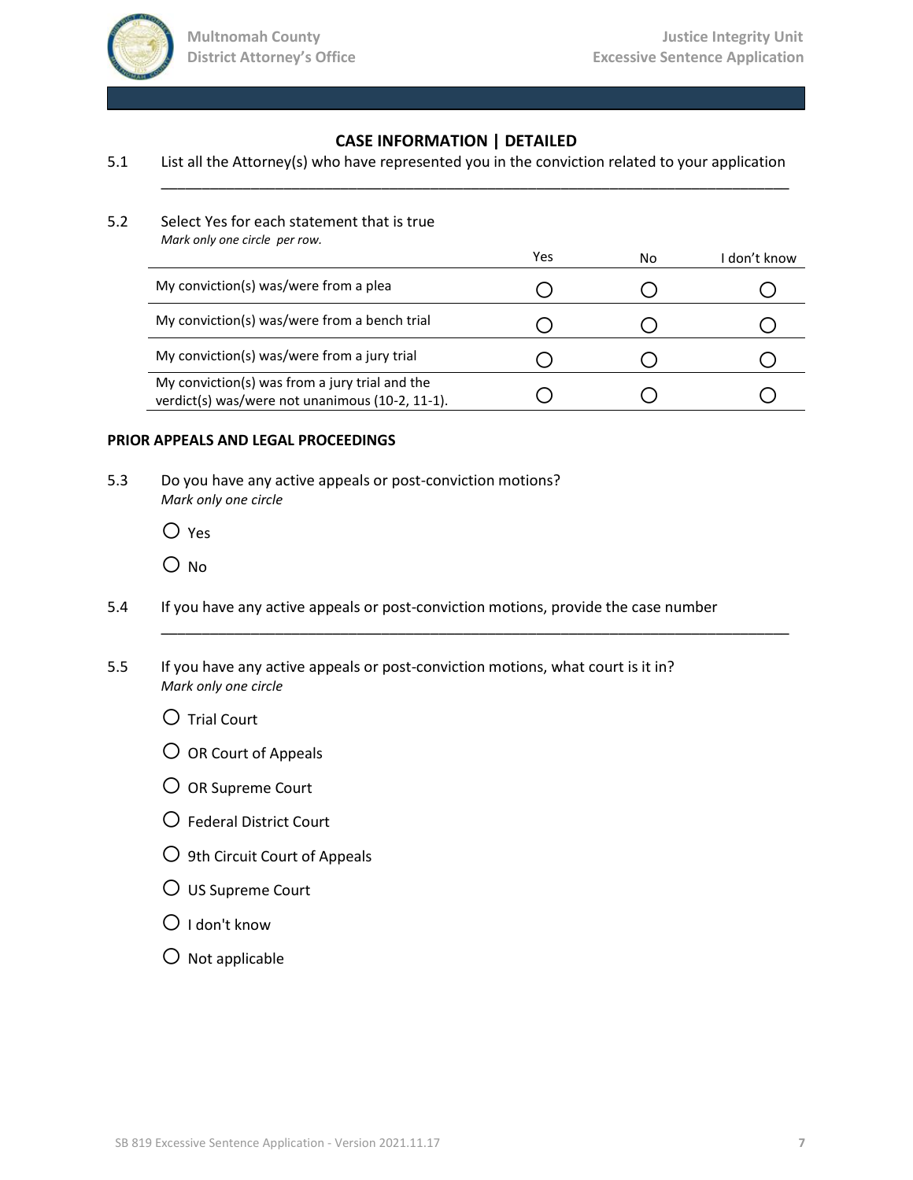## CASE INFORMATION | DETAILED

5.1 List all the Attorney(s) who have represented you in the conviction related to your application

______________________________________________________________________________

5.2 Select Yes for each statement that is true
*Mark only one circle per row.*

| | Yes | No | I don't know |
|---|---|---|---|
| My conviction(s) was/were from a plea | ○ | ○ | ○ |
| My conviction(s) was/were from a bench trial | ○ | ○ | ○ |
| My conviction(s) was/were from a jury trial | ○ | ○ | ○ |
| My conviction(s) was from a jury trial and the verdict(s) was/were not unanimous (10-2, 11-1). | ○ | ○ | ○ |

**PRIOR APPEALS AND LEGAL PROCEEDINGS**

5.3 Do you have any active appeals or post-conviction motions?
*Mark only one circle*

○ Yes

○ No

5.4 If you have any active appeals or post-conviction motions, provide the case number

______________________________________________________________________________

5.5 If you have any active appeals or post-conviction motions, what court is it in?
*Mark only one circle*

○ Trial Court

○ OR Court of Appeals

○ OR Supreme Court

○ Federal District Court

○ 9th Circuit Court of Appeals

○ US Supreme Court

○ I don't know

○ Not applicable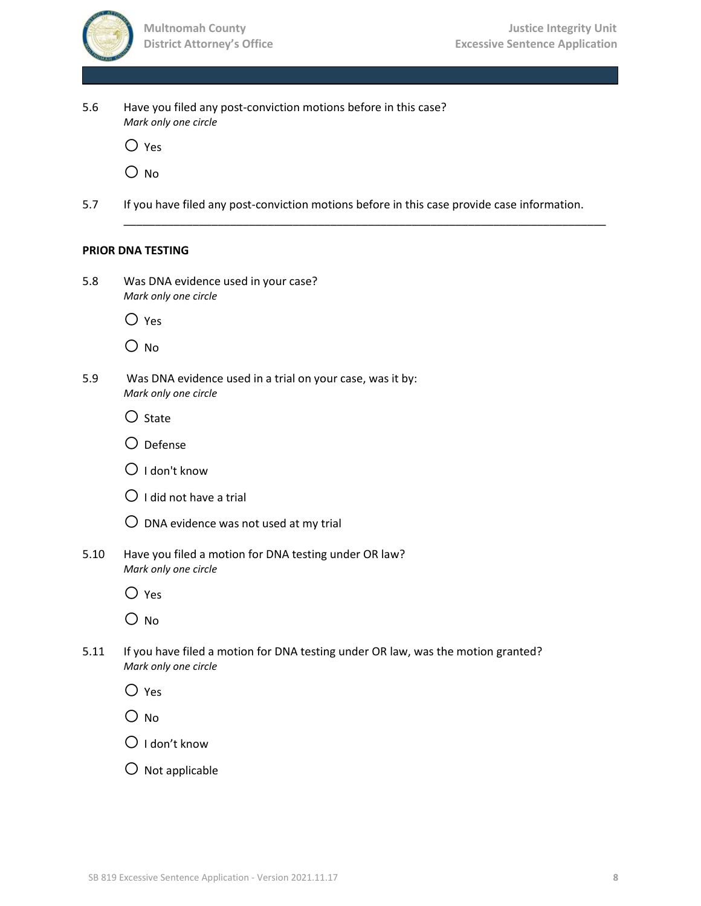5.6 Have you filed any post-conviction motions before in this case?
*Mark only one circle*

○ Yes

○ No

5.7 If you have filed any post-conviction motions before in this case provide case information.

\_\_\_\_\_\_\_\_\_\_\_\_\_\_\_\_\_\_\_\_\_\_\_\_\_\_\_\_\_\_\_\_\_\_\_\_\_\_\_\_\_\_\_\_\_\_\_\_\_\_\_\_\_\_\_\_\_\_\_\_\_\_\_\_\_\_\_\_\_\_\_\_\_\_\_\_

**PRIOR DNA TESTING**

5.8 Was DNA evidence used in your case?
*Mark only one circle*

○ Yes

○ No

5.9 Was DNA evidence used in a trial on your case, was it by:
*Mark only one circle*

○ State

○ Defense

○ I don't know

○ I did not have a trial

○ DNA evidence was not used at my trial

5.10 Have you filed a motion for DNA testing under OR law?
*Mark only one circle*

○ Yes

○ No

5.11 If you have filed a motion for DNA testing under OR law, was the motion granted?
*Mark only one circle*

○ Yes

○ No

○ I don't know

○ Not applicable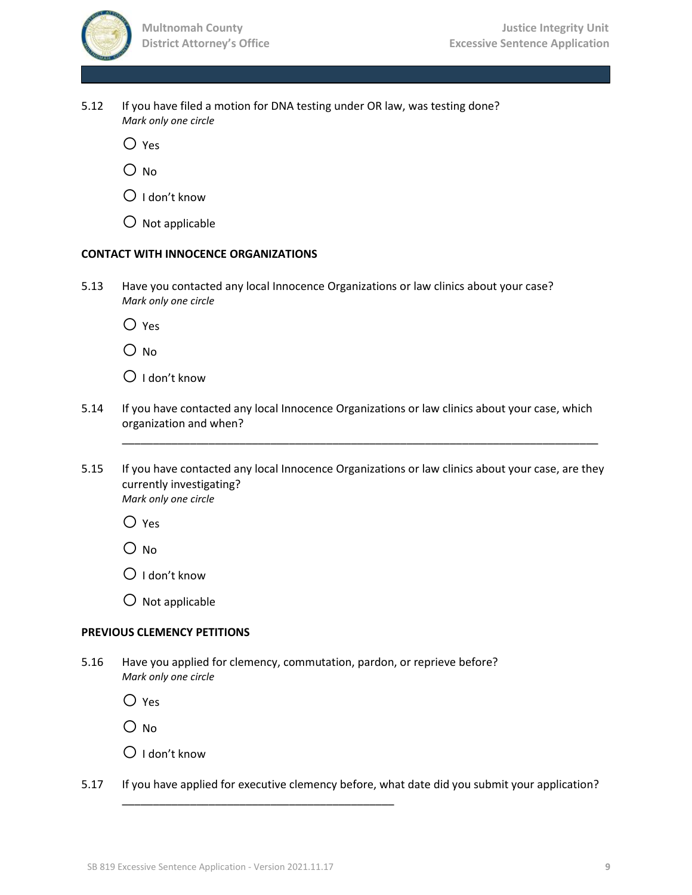5.12 If you have filed a motion for DNA testing under OR law, was testing done?
*Mark only one circle*

○ Yes

○ No

○ I don't know

○ Not applicable

**CONTACT WITH INNOCENCE ORGANIZATIONS**

5.13 Have you contacted any local Innocence Organizations or law clinics about your case?
*Mark only one circle*

○ Yes

○ No

○ I don't know

5.14 If you have contacted any local Innocence Organizations or law clinics about your case, which organization and when?

_______________________________________________________________________________

5.15 If you have contacted any local Innocence Organizations or law clinics about your case, are they currently investigating?
*Mark only one circle*

○ Yes

○ No

○ I don't know

○ Not applicable

**PREVIOUS CLEMENCY PETITIONS**

5.16 Have you applied for clemency, commutation, pardon, or reprieve before?
*Mark only one circle*

○ Yes

○ No

○ I don't know

5.17 If you have applied for executive clemency before, what date did you submit your application?

_____________________________________________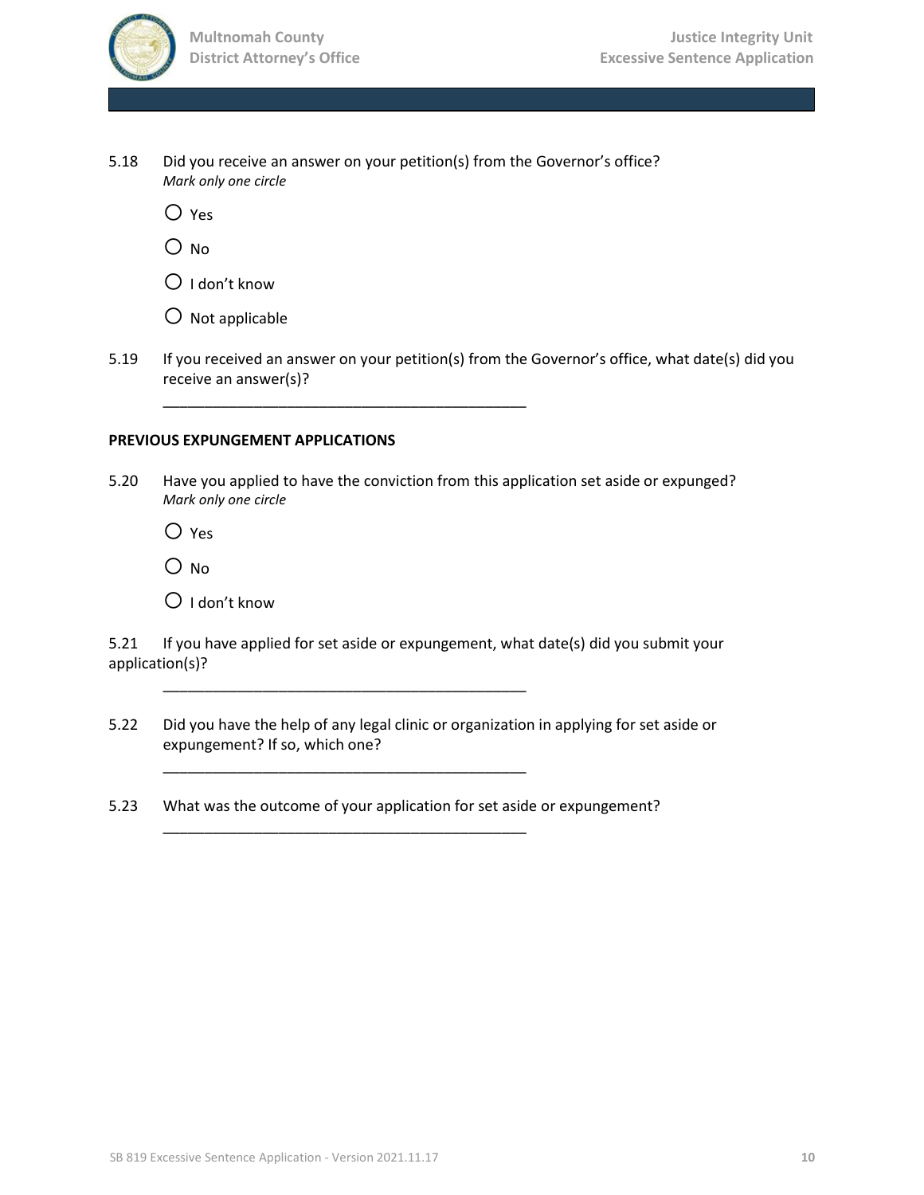5.18 Did you receive an answer on your petition(s) from the Governor's office?
*Mark only one circle*

○ Yes

○ No

○ I don't know

○ Not applicable

5.19 If you received an answer on your petition(s) from the Governor's office, what date(s) did you receive an answer(s)?

_____________________________________________

**PREVIOUS EXPUNGEMENT APPLICATIONS**

5.20 Have you applied to have the conviction from this application set aside or expunged?
*Mark only one circle*

○ Yes

○ No

○ I don't know

5.21 If you have applied for set aside or expungement, what date(s) did you submit your application(s)?

_____________________________________________

5.22 Did you have the help of any legal clinic or organization in applying for set aside or expungement? If so, which one?

_____________________________________________

5.23 What was the outcome of your application for set aside or expungement?

_____________________________________________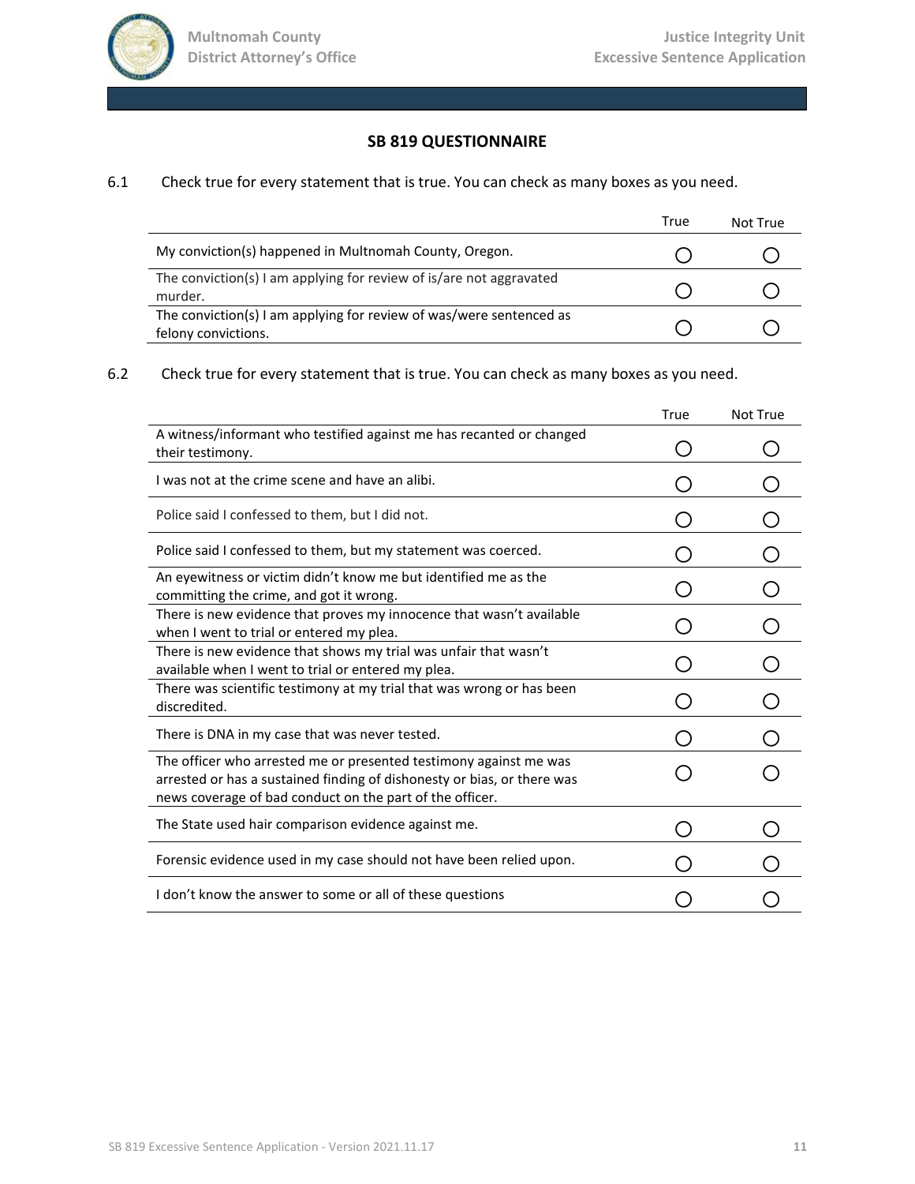## SB 819 QUESTIONNAIRE

6.1 Check true for every statement that is true. You can check as many boxes as you need.

| | True | Not True |
|---|---|---|
| My conviction(s) happened in Multnomah County, Oregon. | ◯ | ◯ |
| The conviction(s) I am applying for review of is/are not aggravated murder. | ◯ | ◯ |
| The conviction(s) I am applying for review of was/were sentenced as felony convictions. | ◯ | ◯ |

6.2 Check true for every statement that is true. You can check as many boxes as you need.

| | True | Not True |
|---|---|---|
| A witness/informant who testified against me has recanted or changed their testimony. | ◯ | ◯ |
| I was not at the crime scene and have an alibi. | ◯ | ◯ |
| Police said I confessed to them, but I did not. | ◯ | ◯ |
| Police said I confessed to them, but my statement was coerced. | ◯ | ◯ |
| An eyewitness or victim didn't know me but identified me as the committing the crime, and got it wrong. | ◯ | ◯ |
| There is new evidence that proves my innocence that wasn't available when I went to trial or entered my plea. | ◯ | ◯ |
| There is new evidence that shows my trial was unfair that wasn't available when I went to trial or entered my plea. | ◯ | ◯ |
| There was scientific testimony at my trial that was wrong or has been discredited. | ◯ | ◯ |
| There is DNA in my case that was never tested. | ◯ | ◯ |
| The officer who arrested me or presented testimony against me was arrested or has a sustained finding of dishonesty or bias, or there was news coverage of bad conduct on the part of the officer. | ◯ | ◯ |
| The State used hair comparison evidence against me. | ◯ | ◯ |
| Forensic evidence used in my case should not have been relied upon. | ◯ | ◯ |
| I don't know the answer to some or all of these questions | ◯ | ◯ |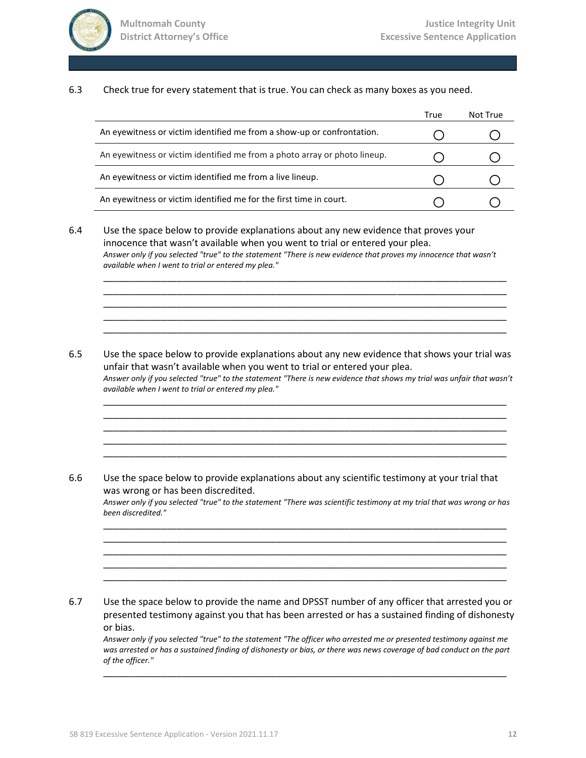6.3 Check true for every statement that is true. You can check as many boxes as you need.

| | True | Not True |
|---|---|---|
| An eyewitness or victim identified me from a show-up or confrontation. | ◯ | ◯ |
| An eyewitness or victim identified me from a photo array or photo lineup. | ◯ | ◯ |
| An eyewitness or victim identified me from a live lineup. | ◯ | ◯ |
| An eyewitness or victim identified me for the first time in court. | ◯ | ◯ |

6.4 Use the space below to provide explanations about any new evidence that proves your innocence that wasn't available when you went to trial or entered your plea.
*Answer only if you selected "true" to the statement "There is new evidence that proves my innocence that wasn't available when I went to trial or entered my plea."*

______________________________________________________________________________
______________________________________________________________________________
______________________________________________________________________________
______________________________________________________________________________
______________________________________________________________________________

6.5 Use the space below to provide explanations about any new evidence that shows your trial was unfair that wasn't available when you went to trial or entered your plea.
*Answer only if you selected "true" to the statement "There is new evidence that shows my trial was unfair that wasn't available when I went to trial or entered my plea."*

______________________________________________________________________________
______________________________________________________________________________
______________________________________________________________________________
______________________________________________________________________________
______________________________________________________________________________

6.6 Use the space below to provide explanations about any scientific testimony at your trial that was wrong or has been discredited.
*Answer only if you selected "true" to the statement "There was scientific testimony at my trial that was wrong or has been discredited."*

______________________________________________________________________________
______________________________________________________________________________
______________________________________________________________________________
______________________________________________________________________________
______________________________________________________________________________

6.7 Use the space below to provide the name and DPSST number of any officer that arrested you or presented testimony against you that has been arrested or has a sustained finding of dishonesty or bias.
*Answer only if you selected "true" to the statement "The officer who arrested me or presented testimony against me was arrested or has a sustained finding of dishonesty or bias, or there was news coverage of bad conduct on the part of the officer."*

______________________________________________________________________________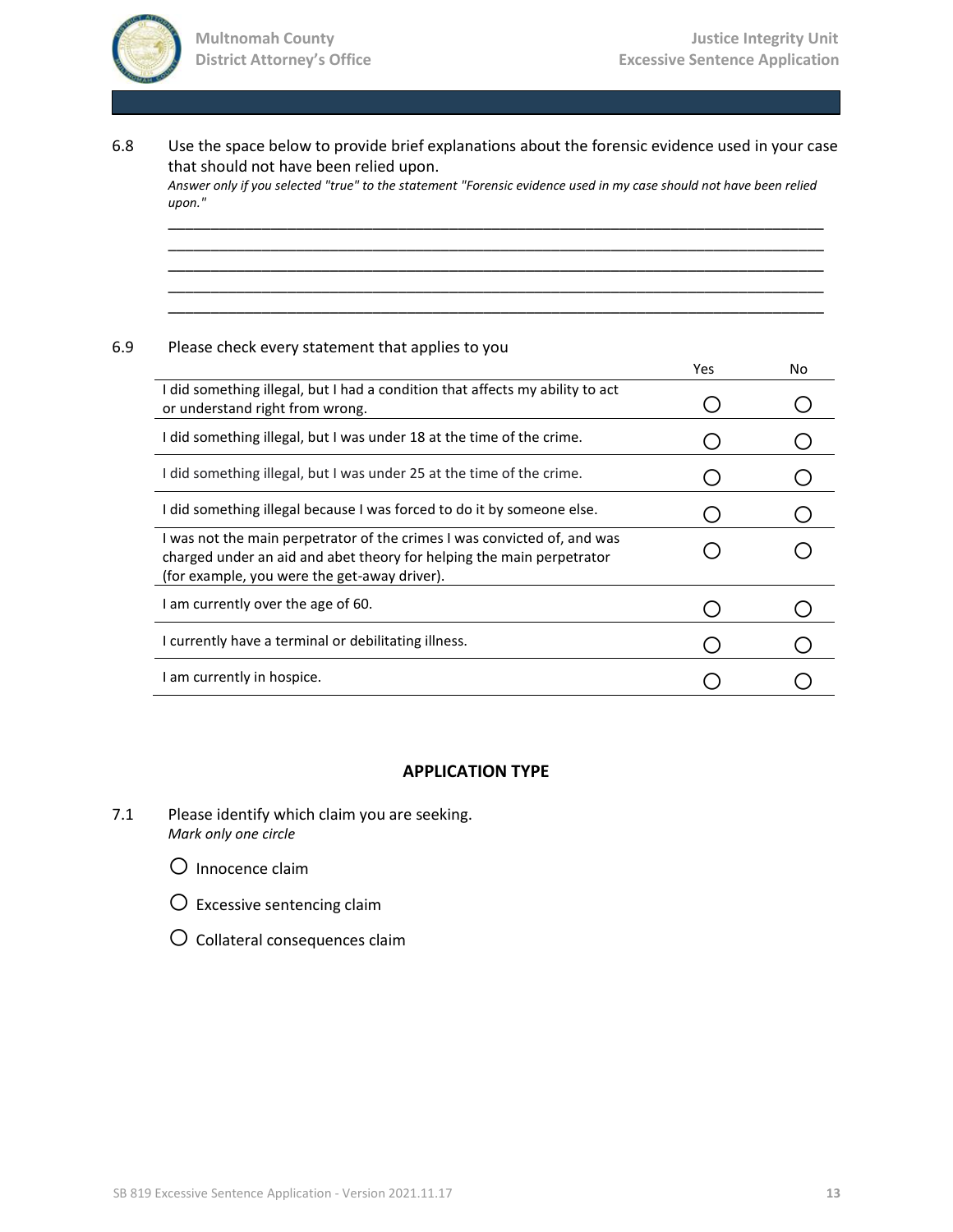6.8 Use the space below to provide brief explanations about the forensic evidence used in your case that should not have been relied upon.

*Answer only if you selected "true" to the statement "Forensic evidence used in my case should not have been relied upon."*

\_\_\_\_\_\_\_\_\_\_\_\_\_\_\_\_\_\_\_\_\_\_\_\_\_\_\_\_\_\_\_\_\_\_\_\_\_\_\_\_\_\_\_\_\_\_\_\_\_\_\_\_\_\_\_\_\_\_\_\_\_\_\_\_\_\_\_\_\_\_\_\_\_\_\_\_\_\_

\_\_\_\_\_\_\_\_\_\_\_\_\_\_\_\_\_\_\_\_\_\_\_\_\_\_\_\_\_\_\_\_\_\_\_\_\_\_\_\_\_\_\_\_\_\_\_\_\_\_\_\_\_\_\_\_\_\_\_\_\_\_\_\_\_\_\_\_\_\_\_\_\_\_\_\_\_\_

\_\_\_\_\_\_\_\_\_\_\_\_\_\_\_\_\_\_\_\_\_\_\_\_\_\_\_\_\_\_\_\_\_\_\_\_\_\_\_\_\_\_\_\_\_\_\_\_\_\_\_\_\_\_\_\_\_\_\_\_\_\_\_\_\_\_\_\_\_\_\_\_\_\_\_\_\_\_

\_\_\_\_\_\_\_\_\_\_\_\_\_\_\_\_\_\_\_\_\_\_\_\_\_\_\_\_\_\_\_\_\_\_\_\_\_\_\_\_\_\_\_\_\_\_\_\_\_\_\_\_\_\_\_\_\_\_\_\_\_\_\_\_\_\_\_\_\_\_\_\_\_\_\_\_\_\_

\_\_\_\_\_\_\_\_\_\_\_\_\_\_\_\_\_\_\_\_\_\_\_\_\_\_\_\_\_\_\_\_\_\_\_\_\_\_\_\_\_\_\_\_\_\_\_\_\_\_\_\_\_\_\_\_\_\_\_\_\_\_\_\_\_\_\_\_\_\_\_\_\_\_\_\_\_\_

6.9 Please check every statement that applies to you

| | Yes | No |
|---|---|---|
| I did something illegal, but I had a condition that affects my ability to act or understand right from wrong. | ○ | ○ |
| I did something illegal, but I was under 18 at the time of the crime. | ○ | ○ |
| I did something illegal, but I was under 25 at the time of the crime. | ○ | ○ |
| I did something illegal because I was forced to do it by someone else. | ○ | ○ |
| I was not the main perpetrator of the crimes I was convicted of, and was charged under an aid and abet theory for helping the main perpetrator (for example, you were the get-away driver). | ○ | ○ |
| I am currently over the age of 60. | ○ | ○ |
| I currently have a terminal or debilitating illness. | ○ | ○ |
| I am currently in hospice. | ○ | ○ |

## APPLICATION TYPE

7.1 Please identify which claim you are seeking.

*Mark only one circle*

○ Innocence claim

○ Excessive sentencing claim

○ Collateral consequences claim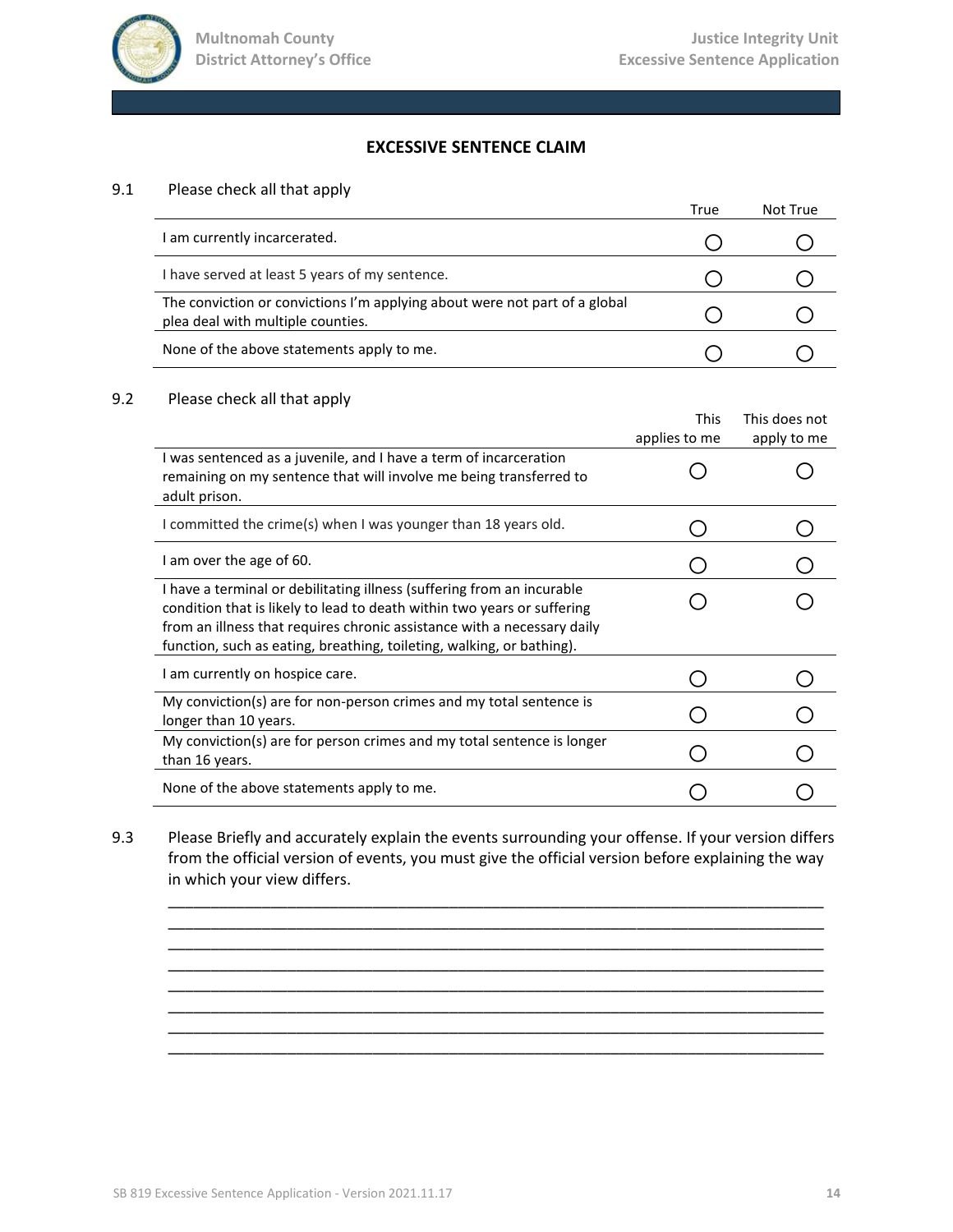## EXCESSIVE SENTENCE CLAIM

9.1 Please check all that apply

| | True | Not True |
|---|---|---|
| I am currently incarcerated. | ◯ | ◯ |
| I have served at least 5 years of my sentence. | ◯ | ◯ |
| The conviction or convictions I'm applying about were not part of a global plea deal with multiple counties. | ◯ | ◯ |
| None of the above statements apply to me. | ◯ | ◯ |

9.2 Please check all that apply

| | This applies to me | This does not apply to me |
|---|---|---|
| I was sentenced as a juvenile, and I have a term of incarceration remaining on my sentence that will involve me being transferred to adult prison. | ◯ | ◯ |
| I committed the crime(s) when I was younger than 18 years old. | ◯ | ◯ |
| I am over the age of 60. | ◯ | ◯ |
| I have a terminal or debilitating illness (suffering from an incurable condition that is likely to lead to death within two years or suffering from an illness that requires chronic assistance with a necessary daily function, such as eating, breathing, toileting, walking, or bathing). | ◯ | ◯ |
| I am currently on hospice care. | ◯ | ◯ |
| My conviction(s) are for non-person crimes and my total sentence is longer than 10 years. | ◯ | ◯ |
| My conviction(s) are for person crimes and my total sentence is longer than 16 years. | ◯ | ◯ |
| None of the above statements apply to me. | ◯ | ◯ |

9.3 Please Briefly and accurately explain the events surrounding your offense. If your version differs from the official version of events, you must give the official version before explaining the way in which your view differs.

\_\_\_\_\_\_\_\_\_\_\_\_\_\_\_\_\_\_\_\_\_\_\_\_\_\_\_\_\_\_\_\_\_\_\_\_\_\_\_\_\_\_\_\_\_\_\_\_\_\_\_\_\_\_\_\_\_\_\_\_\_\_\_\_\_\_\_\_\_\_\_\_\_\_\_\_

\_\_\_\_\_\_\_\_\_\_\_\_\_\_\_\_\_\_\_\_\_\_\_\_\_\_\_\_\_\_\_\_\_\_\_\_\_\_\_\_\_\_\_\_\_\_\_\_\_\_\_\_\_\_\_\_\_\_\_\_\_\_\_\_\_\_\_\_\_\_\_\_\_\_\_\_

\_\_\_\_\_\_\_\_\_\_\_\_\_\_\_\_\_\_\_\_\_\_\_\_\_\_\_\_\_\_\_\_\_\_\_\_\_\_\_\_\_\_\_\_\_\_\_\_\_\_\_\_\_\_\_\_\_\_\_\_\_\_\_\_\_\_\_\_\_\_\_\_\_\_\_\_

\_\_\_\_\_\_\_\_\_\_\_\_\_\_\_\_\_\_\_\_\_\_\_\_\_\_\_\_\_\_\_\_\_\_\_\_\_\_\_\_\_\_\_\_\_\_\_\_\_\_\_\_\_\_\_\_\_\_\_\_\_\_\_\_\_\_\_\_\_\_\_\_\_\_\_\_

\_\_\_\_\_\_\_\_\_\_\_\_\_\_\_\_\_\_\_\_\_\_\_\_\_\_\_\_\_\_\_\_\_\_\_\_\_\_\_\_\_\_\_\_\_\_\_\_\_\_\_\_\_\_\_\_\_\_\_\_\_\_\_\_\_\_\_\_\_\_\_\_\_\_\_\_

\_\_\_\_\_\_\_\_\_\_\_\_\_\_\_\_\_\_\_\_\_\_\_\_\_\_\_\_\_\_\_\_\_\_\_\_\_\_\_\_\_\_\_\_\_\_\_\_\_\_\_\_\_\_\_\_\_\_\_\_\_\_\_\_\_\_\_\_\_\_\_\_\_\_\_\_

\_\_\_\_\_\_\_\_\_\_\_\_\_\_\_\_\_\_\_\_\_\_\_\_\_\_\_\_\_\_\_\_\_\_\_\_\_\_\_\_\_\_\_\_\_\_\_\_\_\_\_\_\_\_\_\_\_\_\_\_\_\_\_\_\_\_\_\_\_\_\_\_\_\_\_\_

\_\_\_\_\_\_\_\_\_\_\_\_\_\_\_\_\_\_\_\_\_\_\_\_\_\_\_\_\_\_\_\_\_\_\_\_\_\_\_\_\_\_\_\_\_\_\_\_\_\_\_\_\_\_\_\_\_\_\_\_\_\_\_\_\_\_\_\_\_\_\_\_\_\_\_\_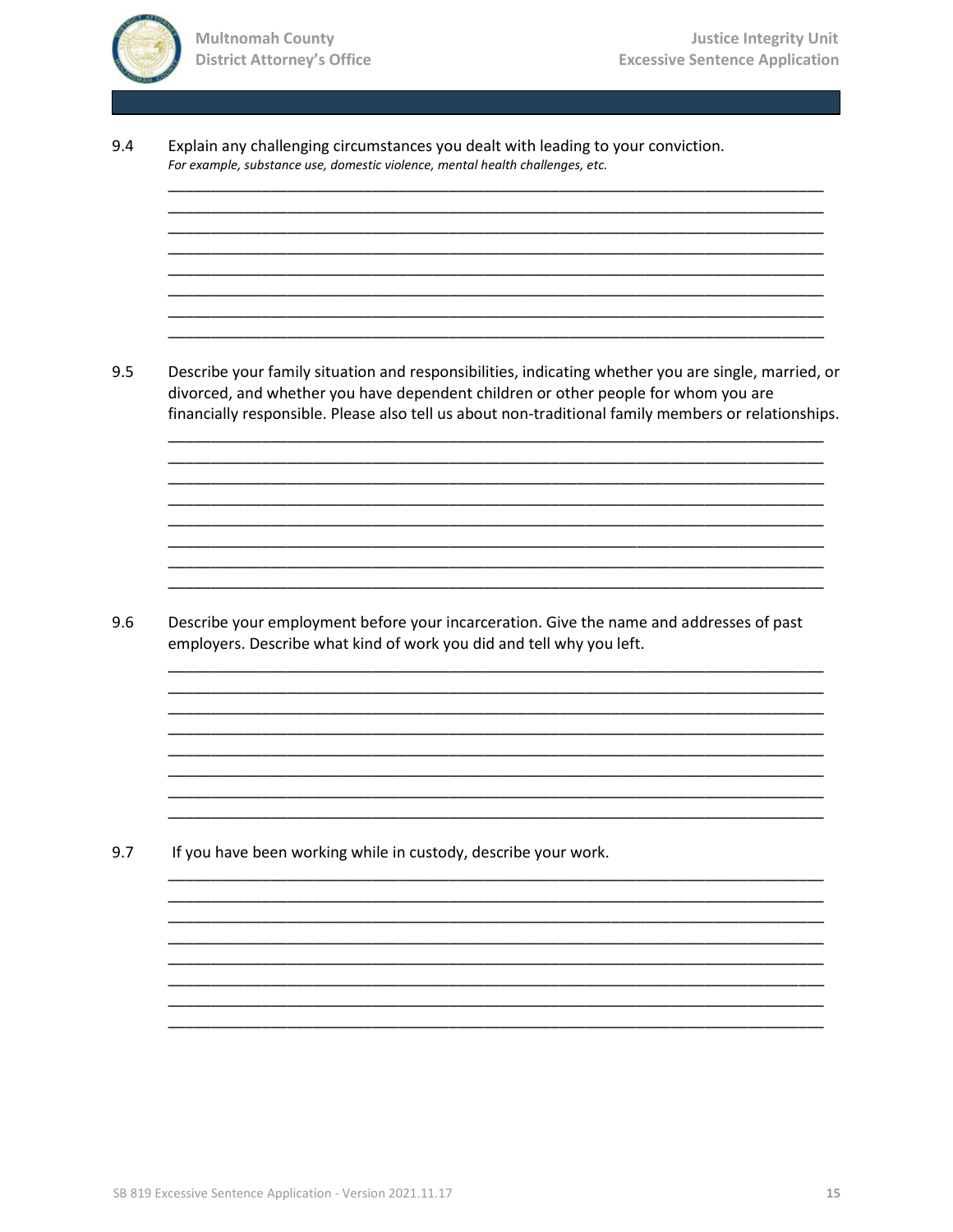9.4 Explain any challenging circumstances you dealt with leading to your conviction.
*For example, substance use, domestic violence, mental health challenges, etc.*

________________________________________________________________________________
________________________________________________________________________________
________________________________________________________________________________
________________________________________________________________________________
________________________________________________________________________________
________________________________________________________________________________
________________________________________________________________________________
________________________________________________________________________________

9.5 Describe your family situation and responsibilities, indicating whether you are single, married, or divorced, and whether you have dependent children or other people for whom you are financially responsible. Please also tell us about non-traditional family members or relationships.

________________________________________________________________________________
________________________________________________________________________________
________________________________________________________________________________
________________________________________________________________________________
________________________________________________________________________________
________________________________________________________________________________
________________________________________________________________________________
________________________________________________________________________________

9.6 Describe your employment before your incarceration. Give the name and addresses of past employers. Describe what kind of work you did and tell why you left.

________________________________________________________________________________
________________________________________________________________________________
________________________________________________________________________________
________________________________________________________________________________
________________________________________________________________________________
________________________________________________________________________________
________________________________________________________________________________
________________________________________________________________________________

9.7 If you have been working while in custody, describe your work.

________________________________________________________________________________
________________________________________________________________________________
________________________________________________________________________________
________________________________________________________________________________
________________________________________________________________________________
________________________________________________________________________________
________________________________________________________________________________
________________________________________________________________________________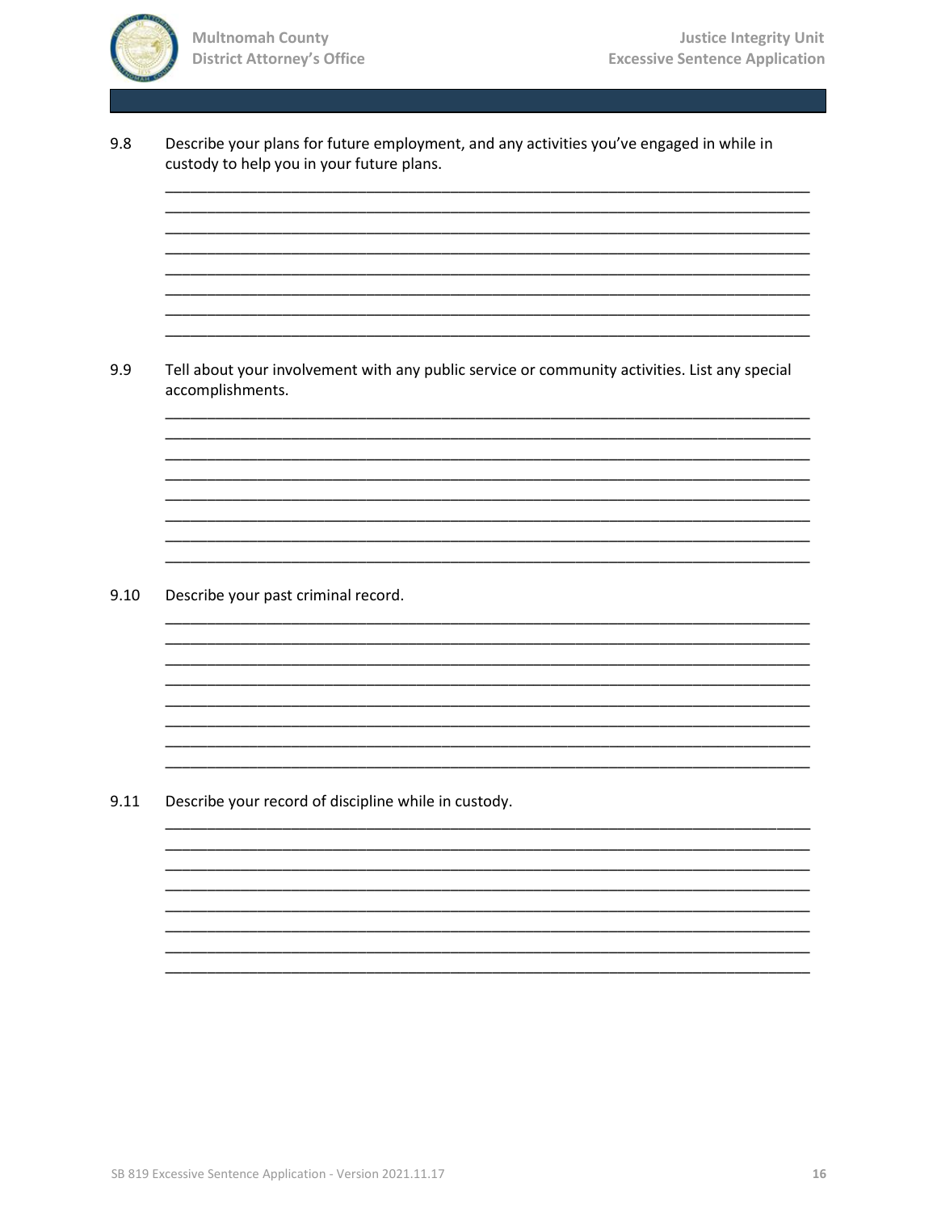9.8 Describe your plans for future employment, and any activities you've engaged in while in custody to help you in your future plans.

________________________________________________________________________________
________________________________________________________________________________
________________________________________________________________________________
________________________________________________________________________________
________________________________________________________________________________
________________________________________________________________________________
________________________________________________________________________________
________________________________________________________________________________

9.9 Tell about your involvement with any public service or community activities. List any special accomplishments.

________________________________________________________________________________
________________________________________________________________________________
________________________________________________________________________________
________________________________________________________________________________
________________________________________________________________________________
________________________________________________________________________________
________________________________________________________________________________
________________________________________________________________________________

9.10 Describe your past criminal record.

________________________________________________________________________________
________________________________________________________________________________
________________________________________________________________________________
________________________________________________________________________________
________________________________________________________________________________
________________________________________________________________________________
________________________________________________________________________________
________________________________________________________________________________

9.11 Describe your record of discipline while in custody.

________________________________________________________________________________
________________________________________________________________________________
________________________________________________________________________________
________________________________________________________________________________
________________________________________________________________________________
________________________________________________________________________________
________________________________________________________________________________
________________________________________________________________________________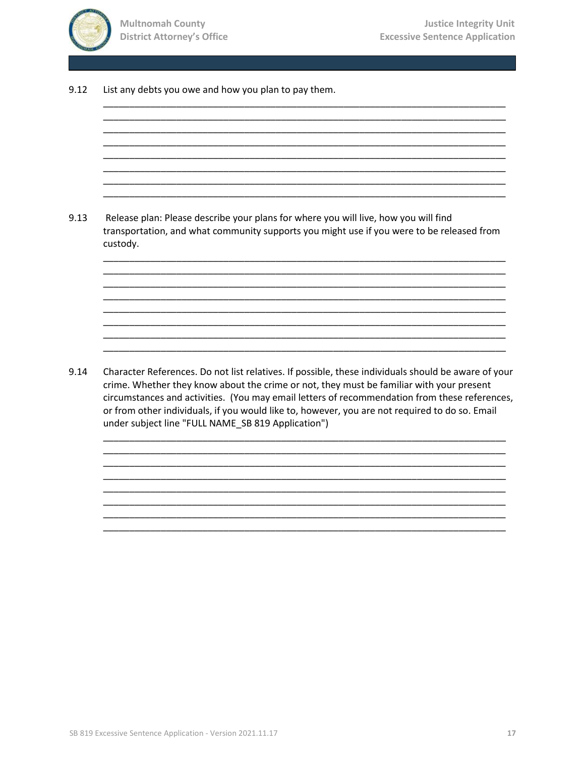9.12 List any debts you owe and how you plan to pay them.

________________________________________________________________________________
________________________________________________________________________________
________________________________________________________________________________
________________________________________________________________________________
________________________________________________________________________________
________________________________________________________________________________
________________________________________________________________________________
________________________________________________________________________________

9.13 Release plan: Please describe your plans for where you will live, how you will find transportation, and what community supports you might use if you were to be released from custody.

________________________________________________________________________________
________________________________________________________________________________
________________________________________________________________________________
________________________________________________________________________________
________________________________________________________________________________
________________________________________________________________________________
________________________________________________________________________________
________________________________________________________________________________

9.14 Character References. Do not list relatives. If possible, these individuals should be aware of your crime. Whether they know about the crime or not, they must be familiar with your present circumstances and activities. (You may email letters of recommendation from these references, or from other individuals, if you would like to, however, you are not required to do so. Email under subject line "FULL NAME_SB 819 Application")

________________________________________________________________________________
________________________________________________________________________________
________________________________________________________________________________
________________________________________________________________________________
________________________________________________________________________________
________________________________________________________________________________
________________________________________________________________________________
________________________________________________________________________________